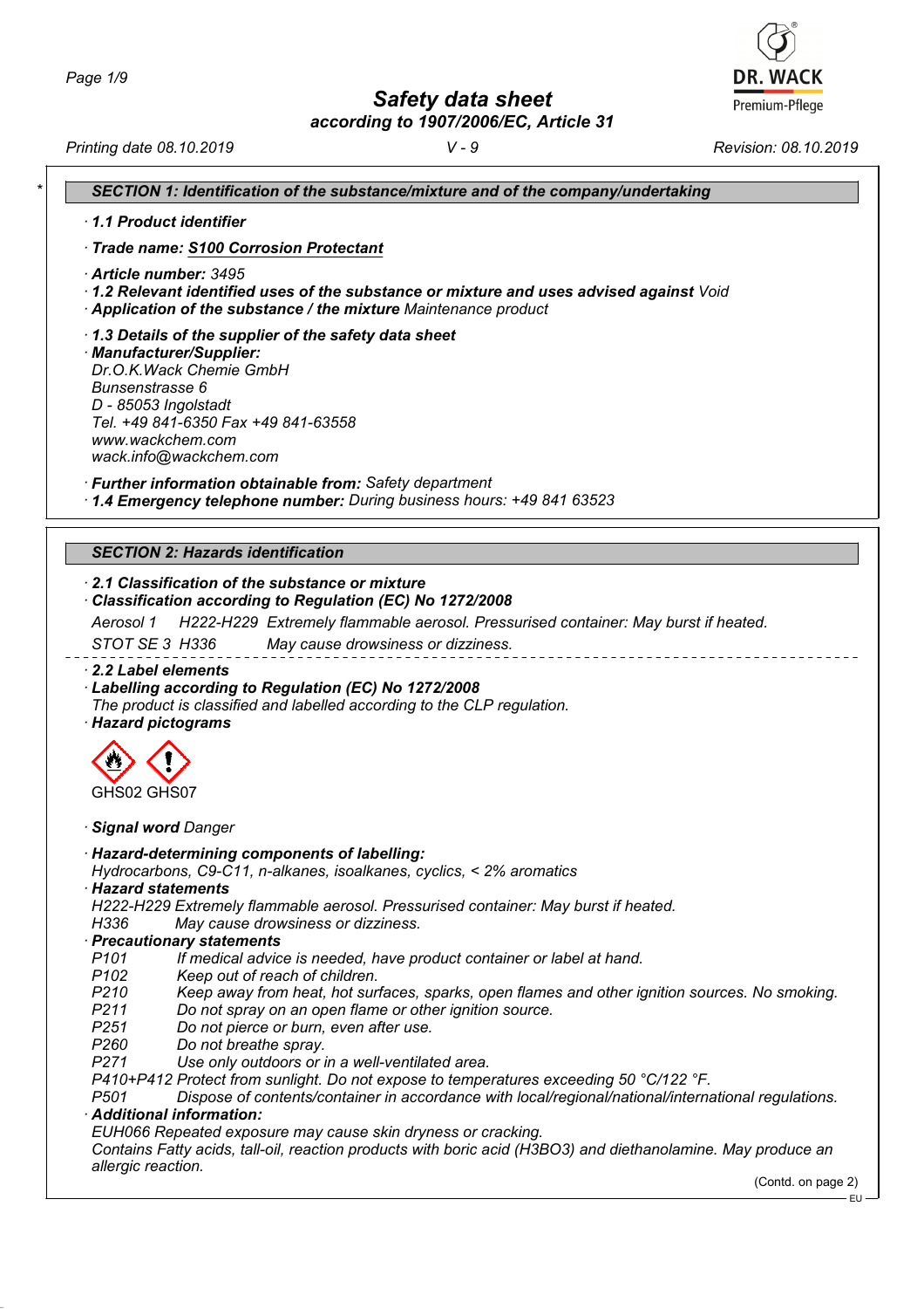# Safety data sheet

**according to 1907/2006/EC, Article 31**

Printing date 08.10.2019 | V - 9 | Revision: 08.10.2019

## SECTION 1: Identification of the substance/mixture and of the company/undertaking

· **1.1 Product identifier**

· **Trade name: S100 Corrosion Protectant**

· **Article number:** 3495

· **1.2 Relevant identified uses of the substance or mixture and uses advised against** Void

· **Application of the substance / the mixture** Maintenance product

· **1.3 Details of the supplier of the safety data sheet**

· **Manufacturer/Supplier:**
Dr.O.K.Wack Chemie GmbH
Bunsenstrasse 6
D - 85053 Ingolstadt
Tel. +49 841-6350 Fax +49 841-63558
www.wackchem.com
wack.info@wackchem.com

· **Further information obtainable from:** Safety department

· **1.4 Emergency telephone number:** During business hours: +49 841 63523

## SECTION 2: Hazards identification

· **2.1 Classification of the substance or mixture**

· **Classification according to Regulation (EC) No 1272/2008**

Aerosol 1 H222-H229 Extremely flammable aerosol. Pressurised container: May burst if heated.

STOT SE 3 H336 May cause drowsiness or dizziness.

· **2.2 Label elements**

· **Labelling according to Regulation (EC) No 1272/2008**
The product is classified and labelled according to the CLP regulation.

· **Hazard pictograms**

GHS02 GHS07

· **Signal word** Danger

· **Hazard-determining components of labelling:**
Hydrocarbons, C9-C11, n-alkanes, isoalkanes, cyclics, < 2% aromatics

· **Hazard statements**
H222-H229 Extremely flammable aerosol. Pressurised container: May burst if heated.
H336 May cause drowsiness or dizziness.

· **Precautionary statements**

P101 If medical advice is needed, have product container or label at hand.
P102 Keep out of reach of children.
P210 Keep away from heat, hot surfaces, sparks, open flames and other ignition sources. No smoking.
P211 Do not spray on an open flame or other ignition source.
P251 Do not pierce or burn, even after use.
P260 Do not breathe spray.
P271 Use only outdoors or in a well-ventilated area.
P410+P412 Protect from sunlight. Do not expose to temperatures exceeding 50 °C/122 °F.
P501 Dispose of contents/container in accordance with local/regional/national/international regulations.

· **Additional information:**
EUH066 Repeated exposure may cause skin dryness or cracking.
Contains Fatty acids, tall-oil, reaction products with boric acid ($H_3BO_3$) and diethanolamine. May produce an allergic reaction.

(Contd. on page 2)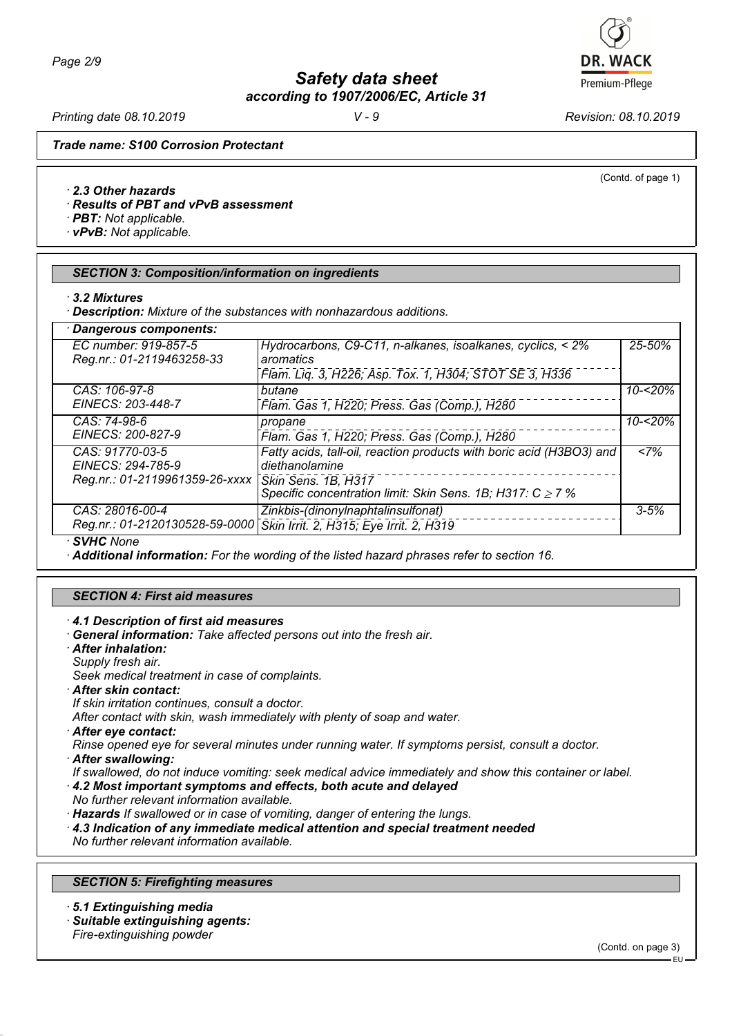**Trade name: S100 Corrosion Protectant**

(Contd. of page 1)

· **2.3 Other hazards**
· **Results of PBT and vPvB assessment**
· **PBT:** Not applicable.
· **vPvB:** Not applicable.

## SECTION 3: Composition/information on ingredients

· **3.2 Mixtures**
· **Description:** Mixture of the substances with nonhazardous additions.

| · Dangerous components: | | |
|---|---|---|
| EC number: 919-857-5<br>Reg.nr.: 01-2119463258-33 | Hydrocarbons, C9-C11, n-alkanes, isoalkanes, cyclics, < 2% aromatics<br>Flam. Liq. 3, H226; Asp. Tox. 1, H304; STOT SE 3, H336 | 25-50% |
| CAS: 106-97-8<br>EINECS: 203-448-7 | butane<br>Flam. Gas 1, H220; Press. Gas (Comp.), H280 | 10-<20% |
| CAS: 74-98-6<br>EINECS: 200-827-9 | propane<br>Flam. Gas 1, H220; Press. Gas (Comp.), H280 | 10-<20% |
| CAS: 91770-03-5<br>EINECS: 294-785-9<br>Reg.nr.: 01-2119961359-26-xxxx | Fatty acids, tall-oil, reaction products with boric acid ($H_3BO_3$) and diethanolamine<br>Skin Sens. 1B, H317<br>Specific concentration limit: Skin Sens. 1B; H317: $C \geq 7$ % | <7% |
| CAS: 28016-00-4<br>Reg.nr.: 01-2120130528-59-0000 | Zinkbis-(dinonylnaphtalinsulfonat)<br>Skin Irrit. 2, H315; Eye Irrit. 2, H319 | 3-5% |

· **SVHC** None
· **Additional information:** For the wording of the listed hazard phrases refer to section 16.

## SECTION 4: First aid measures

· **4.1 Description of first aid measures**
· **General information:** Take affected persons out into the fresh air.
· **After inhalation:**
Supply fresh air.
Seek medical treatment in case of complaints.
· **After skin contact:**
If skin irritation continues, consult a doctor.
After contact with skin, wash immediately with plenty of soap and water.
· **After eye contact:**
Rinse opened eye for several minutes under running water. If symptoms persist, consult a doctor.
· **After swallowing:**
If swallowed, do not induce vomiting: seek medical advice immediately and show this container or label.
· **4.2 Most important symptoms and effects, both acute and delayed**
No further relevant information available.
· **Hazards** If swallowed or in case of vomiting, danger of entering the lungs.
· **4.3 Indication of any immediate medical attention and special treatment needed**
No further relevant information available.

## SECTION 5: Firefighting measures

· **5.1 Extinguishing media**
· **Suitable extinguishing agents:**
Fire-extinguishing powder

(Contd. on page 3)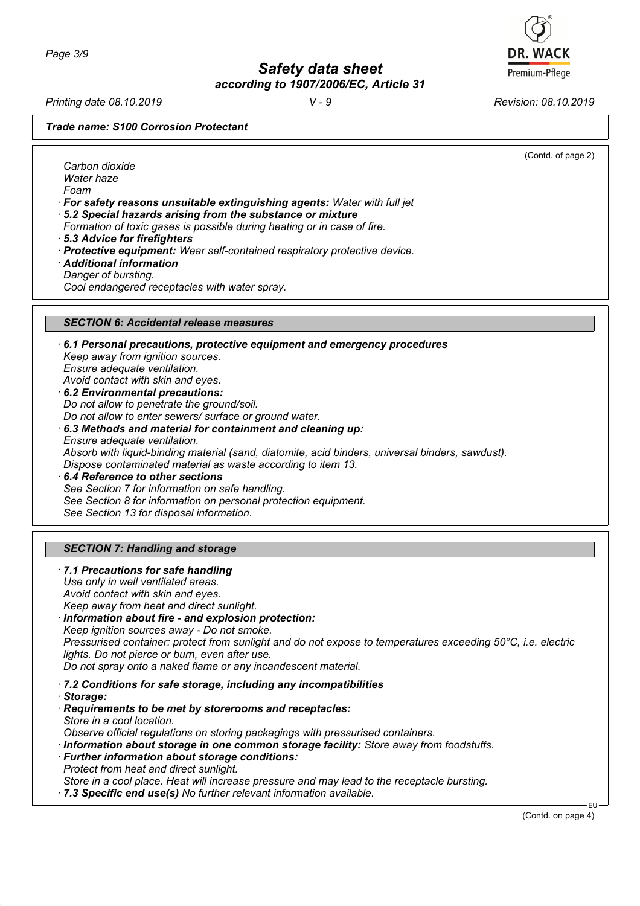**Trade name: S100 Corrosion Protectant**

(Contd. of page 2)

Carbon dioxide
Water haze
Foam

· **For safety reasons unsuitable extinguishing agents:** Water with full jet
· **5.2 Special hazards arising from the substance or mixture**
Formation of toxic gases is possible during heating or in case of fire.
· **5.3 Advice for firefighters**
· **Protective equipment:** Wear self-contained respiratory protective device.
· **Additional information**
Danger of bursting.
Cool endangered receptacles with water spray.

## SECTION 6: Accidental release measures

· **6.1 Personal precautions, protective equipment and emergency procedures**
Keep away from ignition sources.
Ensure adequate ventilation.
Avoid contact with skin and eyes.
· **6.2 Environmental precautions:**
Do not allow to penetrate the ground/soil.
Do not allow to enter sewers/ surface or ground water.
· **6.3 Methods and material for containment and cleaning up:**
Ensure adequate ventilation.
Absorb with liquid-binding material (sand, diatomite, acid binders, universal binders, sawdust).
Dispose contaminated material as waste according to item 13.
· **6.4 Reference to other sections**
See Section 7 for information on safe handling.
See Section 8 for information on personal protection equipment.
See Section 13 for disposal information.

## SECTION 7: Handling and storage

· **7.1 Precautions for safe handling**
Use only in well ventilated areas.
Avoid contact with skin and eyes.
Keep away from heat and direct sunlight.
· **Information about fire - and explosion protection:**
Keep ignition sources away - Do not smoke.
Pressurised container: protect from sunlight and do not expose to temperatures exceeding 50°C, i.e. electric lights. Do not pierce or burn, even after use.
Do not spray onto a naked flame or any incandescent material.

· **7.2 Conditions for safe storage, including any incompatibilities**
· **Storage:**
· **Requirements to be met by storerooms and receptacles:**
Store in a cool location.
Observe official regulations on storing packagings with pressurised containers.
· **Information about storage in one common storage facility:** Store away from foodstuffs.
· **Further information about storage conditions:**
Protect from heat and direct sunlight.
Store in a cool place. Heat will increase pressure and may lead to the receptacle bursting.
· **7.3 Specific end use(s)** No further relevant information available.

(Contd. on page 4)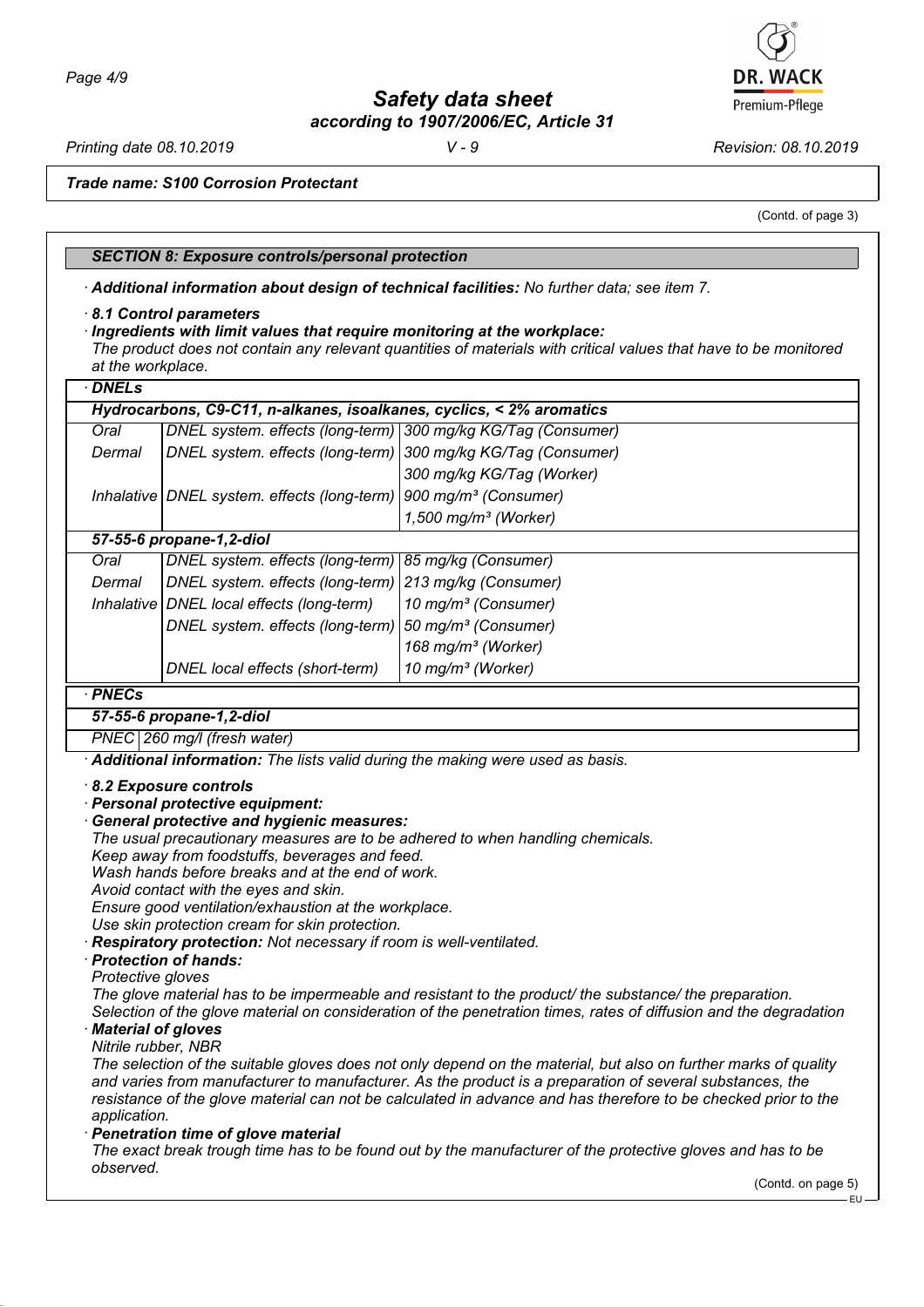*Trade name: S100 Corrosion Protectant*

(Contd. of page 3)

### SECTION 8: Exposure controls/personal protection

· **Additional information about design of technical facilities:** No further data; see item 7.

· **8.1 Control parameters**

· **Ingredients with limit values that require monitoring at the workplace:**

The product does not contain any relevant quantities of materials with critical values that have to be monitored at the workplace.

· **DNELs**

| Hydrocarbons, C9-C11, n-alkanes, isoalkanes, cyclics, < 2% aromatics | | |
|---|---|---|
| Oral | DNEL system. effects (long-term) | 300 mg/kg KG/Tag (Consumer) |
| Dermal | DNEL system. effects (long-term) | 300 mg/kg KG/Tag (Consumer) |
| | | 300 mg/kg KG/Tag (Worker) |
| Inhalative | DNEL system. effects (long-term) | 900 mg/m³ (Consumer) |
| | | 1,500 mg/m³ (Worker) |
| **57-55-6 propane-1,2-diol** | | |
| Oral | DNEL system. effects (long-term) | 85 mg/kg (Consumer) |
| Dermal | DNEL system. effects (long-term) | 213 mg/kg (Consumer) |
| Inhalative | DNEL local effects (long-term) | 10 mg/m³ (Consumer) |
| | DNEL system. effects (long-term) | 50 mg/m³ (Consumer) |
| | | 168 mg/m³ (Worker) |
| | DNEL local effects (short-term) | 10 mg/m³ (Worker) |

· **PNECs**

| 57-55-6 propane-1,2-diol | |
|---|---|
| PNEC | 260 mg/l (fresh water) |

· **Additional information:** The lists valid during the making were used as basis.

· **8.2 Exposure controls**

· **Personal protective equipment:**

· **General protective and hygienic measures:**

The usual precautionary measures are to be adhered to when handling chemicals.
Keep away from foodstuffs, beverages and feed.
Wash hands before breaks and at the end of work.
Avoid contact with the eyes and skin.
Ensure good ventilation/exhaustion at the workplace.
Use skin protection cream for skin protection.

· **Respiratory protection:** Not necessary if room is well-ventilated.

· **Protection of hands:**

Protective gloves

The glove material has to be impermeable and resistant to the product/ the substance/ the preparation.
Selection of the glove material on consideration of the penetration times, rates of diffusion and the degradation

· **Material of gloves**

Nitrile rubber, NBR

The selection of the suitable gloves does not only depend on the material, but also on further marks of quality and varies from manufacturer to manufacturer. As the product is a preparation of several substances, the resistance of the glove material can not be calculated in advance and has therefore to be checked prior to the application.

· **Penetration time of glove material**

The exact break trough time has to be found out by the manufacturer of the protective gloves and has to be observed.

(Contd. on page 5)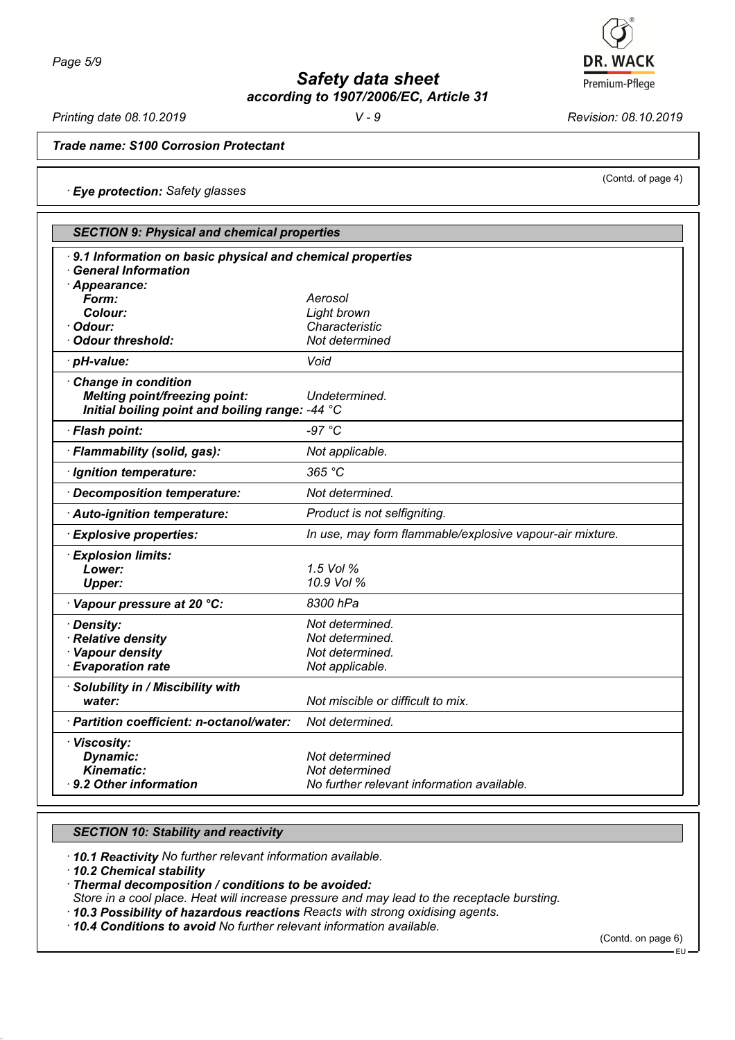**Trade name: S100 Corrosion Protectant**

(Contd. of page 4)

· **Eye protection:** *Safety glasses*

## SECTION 9: Physical and chemical properties

| Property | Value |
|---|---|
| · **9.1 Information on basic physical and chemical properties** | |
| · **General Information** | |
| · **Appearance:** | |
| **Form:** | Aerosol |
| **Colour:** | Light brown |
| · **Odour:** | Characteristic |
| · **Odour threshold:** | Not determined |
| · **pH-value:** | Void |
| · **Change in condition** | |
| **Melting point/freezing point:** | Undetermined. |
| **Initial boiling point and boiling range:** | -44 °C |
| · **Flash point:** | -97 °C |
| · **Flammability (solid, gas):** | Not applicable. |
| · **Ignition temperature:** | 365 °C |
| · **Decomposition temperature:** | Not determined. |
| · **Auto-ignition temperature:** | Product is not selfigniting. |
| · **Explosive properties:** | In use, may form flammable/explosive vapour-air mixture. |
| · **Explosion limits:** | |
| **Lower:** | 1.5 Vol % |
| **Upper:** | 10.9 Vol % |
| · **Vapour pressure at 20 °C:** | 8300 hPa |
| · **Density:** | Not determined. |
| · **Relative density** | Not determined. |
| · **Vapour density** | Not determined. |
| · **Evaporation rate** | Not applicable. |
| · **Solubility in / Miscibility with water:** | Not miscible or difficult to mix. |
| · **Partition coefficient: n-octanol/water:** | Not determined. |
| · **Viscosity:** | |
| **Dynamic:** | Not determined |
| **Kinematic:** | Not determined |
| · **9.2 Other information** | No further relevant information available. |

## SECTION 10: Stability and reactivity

· **10.1 Reactivity** *No further relevant information available.*

· **10.2 Chemical stability**

· **Thermal decomposition / conditions to be avoided:**
*Store in a cool place. Heat will increase pressure and may lead to the receptacle bursting.*

· **10.3 Possibility of hazardous reactions** *Reacts with strong oxidising agents.*

· **10.4 Conditions to avoid** *No further relevant information available.*

(Contd. on page 6)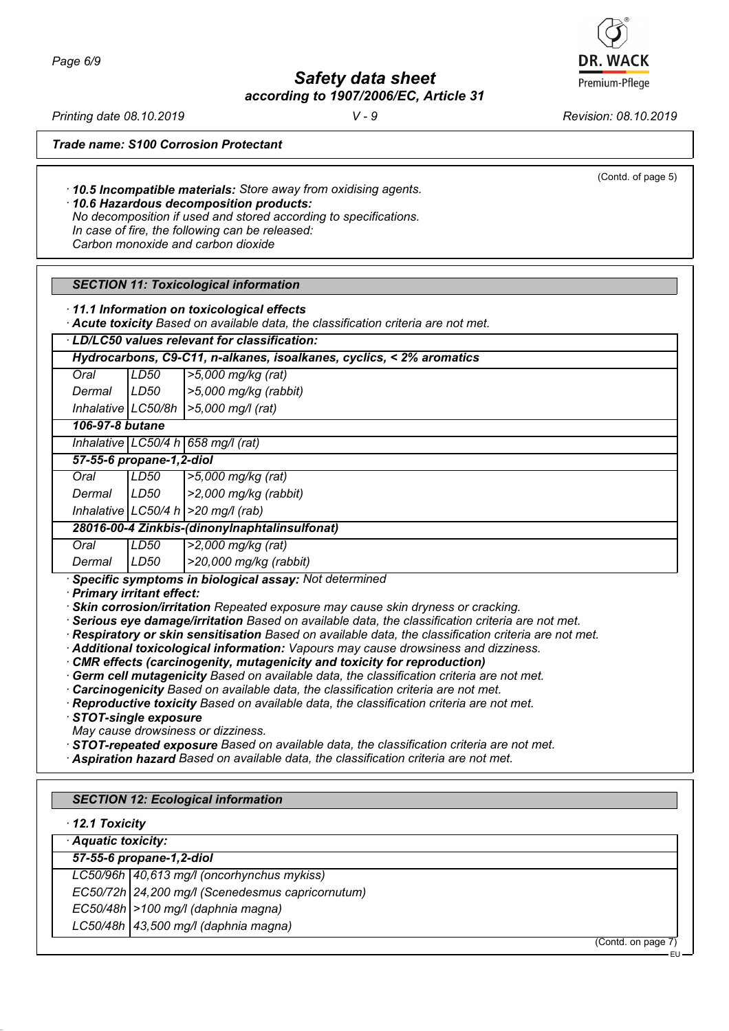*(Contd. of page 5)*

· **10.5 Incompatible materials:** Store away from oxidising agents.
· **10.6 Hazardous decomposition products:**
No decomposition if used and stored according to specifications.
In case of fire, the following can be released:
Carbon monoxide and carbon dioxide

## SECTION 11: Toxicological information

· **11.1 Information on toxicological effects**
· **Acute toxicity** Based on available data, the classification criteria are not met.

| · LD/LC50 values relevant for classification: | | |
|---|---|---|
| **Hydrocarbons, C9-C11, n-alkanes, isoalkanes, cyclics, < 2% aromatics** | | |
| Oral | LD50 | >5,000 mg/kg (rat) |
| Dermal | LD50 | >5,000 mg/kg (rabbit) |
| Inhalative | LC50/8h | >5,000 mg/l (rat) |
| **106-97-8 butane** | | |
| Inhalative | LC50/4 h | 658 mg/l (rat) |
| **57-55-6 propane-1,2-diol** | | |
| Oral | LD50 | >5,000 mg/kg (rat) |
| Dermal | LD50 | >2,000 mg/kg (rabbit) |
| Inhalative | LC50/4 h | >20 mg/l (rab) |
| **28016-00-4 Zinkbis-(dinonylnaphtalinsulfonat)** | | |
| Oral | LD50 | >2,000 mg/kg (rat) |
| Dermal | LD50 | >20,000 mg/kg (rabbit) |

· **Specific symptoms in biological assay:** Not determined
· **Primary irritant effect:**
· **Skin corrosion/irritation** Repeated exposure may cause skin dryness or cracking.
· **Serious eye damage/irritation** Based on available data, the classification criteria are not met.
· **Respiratory or skin sensitisation** Based on available data, the classification criteria are not met.
· **Additional toxicological information:** Vapours may cause drowsiness and dizziness.
· **CMR effects (carcinogenity, mutagenicity and toxicity for reproduction)**
· **Germ cell mutagenicity** Based on available data, the classification criteria are not met.
· **Carcinogenicity** Based on available data, the classification criteria are not met.
· **Reproductive toxicity** Based on available data, the classification criteria are not met.
· **STOT-single exposure**
May cause drowsiness or dizziness.
· **STOT-repeated exposure** Based on available data, the classification criteria are not met.
· **Aspiration hazard** Based on available data, the classification criteria are not met.

## SECTION 12: Ecological information

· **12.1 Toxicity**

| · Aquatic toxicity: | |
|---|---|
| **57-55-6 propane-1,2-diol** | |
| LC50/96h | 40,613 mg/l (oncorhynchus mykiss) |
| EC50/72h | 24,200 mg/l (Scenedesmus capricornutum) |
| EC50/48h | >100 mg/l (daphnia magna) |
| LC50/48h | 43,500 mg/l (daphnia magna) |

*(Contd. on page 7)*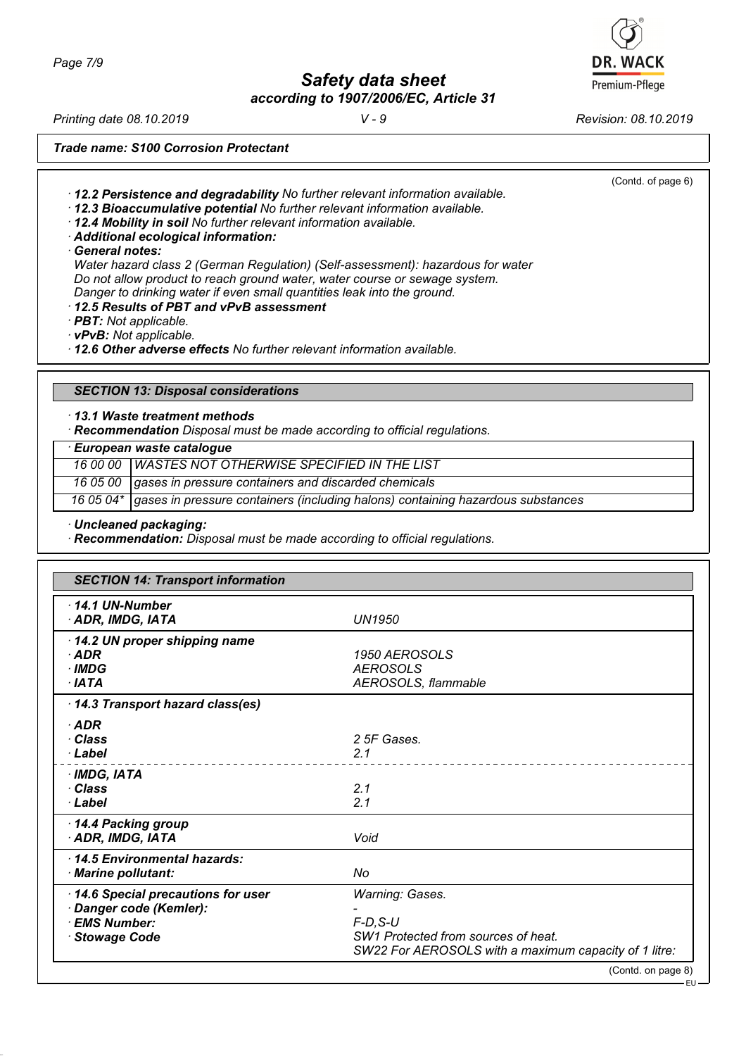*Trade name: S100 Corrosion Protectant*

(Contd. of page 6)

· **12.2 Persistence and degradability** No further relevant information available.
· **12.3 Bioaccumulative potential** No further relevant information available.
· **12.4 Mobility in soil** No further relevant information available.
· **Additional ecological information:**
· **General notes:**
Water hazard class 2 (German Regulation) (Self-assessment): hazardous for water
Do not allow product to reach ground water, water course or sewage system.
Danger to drinking water if even small quantities leak into the ground.
· **12.5 Results of PBT and vPvB assessment**
· **PBT:** Not applicable.
· **vPvB:** Not applicable.
· **12.6 Other adverse effects** No further relevant information available.

## SECTION 13: Disposal considerations

· **13.1 Waste treatment methods**
· **Recommendation** Disposal must be made according to official regulations.

| · **European waste catalogue** | |
|---|---|
| 16 00 00 | WASTES NOT OTHERWISE SPECIFIED IN THE LIST |
| 16 05 00 | gases in pressure containers and discarded chemicals |
| 16 05 04* | gases in pressure containers (including halons) containing hazardous substances |

· **Uncleaned packaging:**
· **Recommendation:** Disposal must be made according to official regulations.

## SECTION 14: Transport information

| | |
|---|---|
| · **14.1 UN-Number** | |
| · **ADR, IMDG, IATA** | UN1950 |
| · **14.2 UN proper shipping name** | |
| · **ADR** | 1950 AEROSOLS |
| · **IMDG** | AEROSOLS |
| · **IATA** | AEROSOLS, flammable |
| · **14.3 Transport hazard class(es)** | |
| · **ADR** | |
| · **Class** | 2 5F Gases. |
| · **Label** | 2.1 |
| · **IMDG, IATA** | |
| · **Class** | 2.1 |
| · **Label** | 2.1 |
| · **14.4 Packing group** | |
| · **ADR, IMDG, IATA** | Void |
| · **14.5 Environmental hazards:** | |
| · **Marine pollutant:** | No |
| · **14.6 Special precautions for user** | Warning: Gases. |
| · **Danger code (Kemler):** | - |
| · **EMS Number:** | F-D,S-U |
| · **Stowage Code** | SW1 Protected from sources of heat.<br>SW22 For AEROSOLS with a maximum capacity of 1 litre: |

(Contd. on page 8)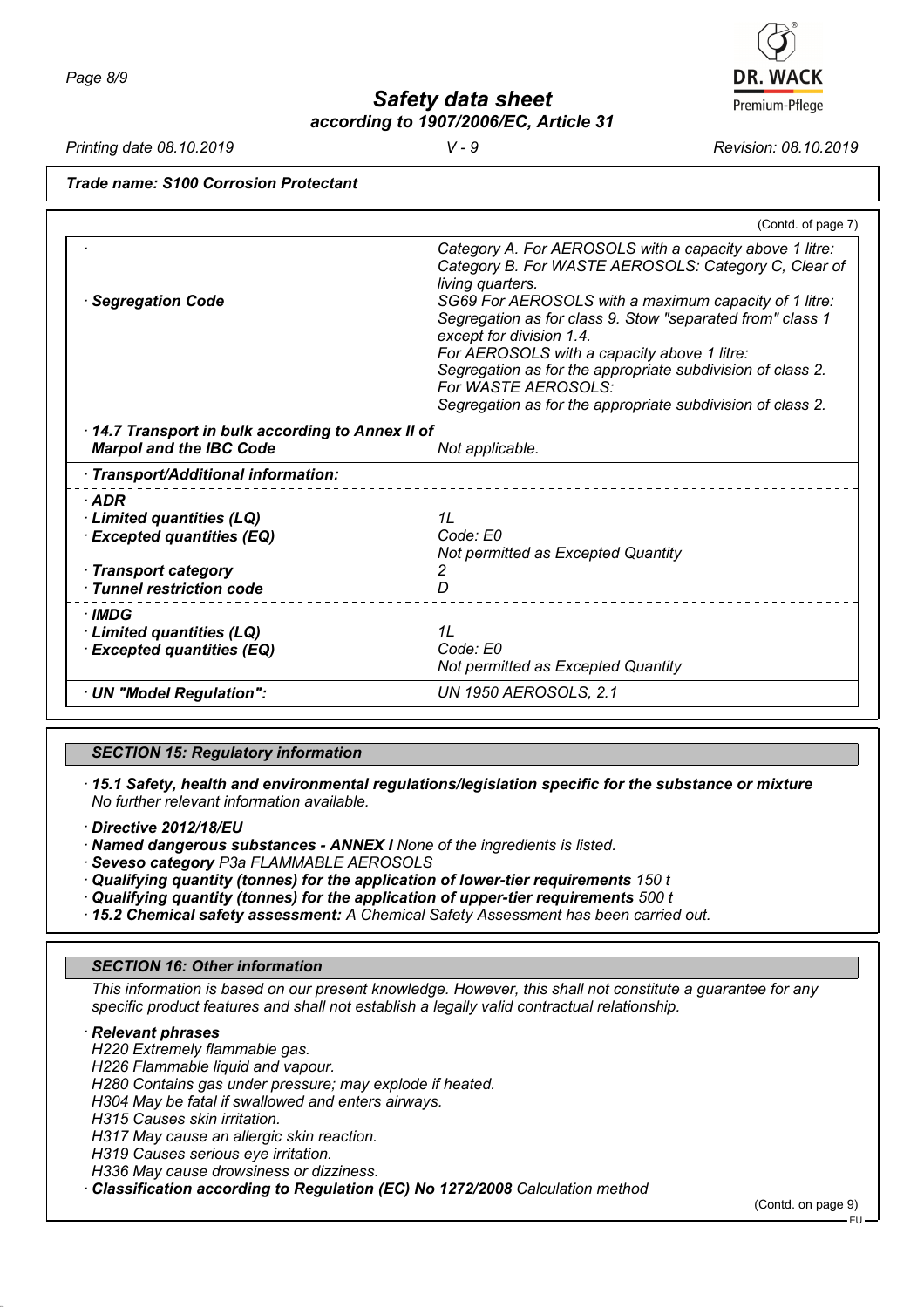*Trade name: S100 Corrosion Protectant*

(Contd. of page 7)

| | |
|---|---|
| · | Category A. For AEROSOLS with a capacity above 1 litre: Category B. For WASTE AEROSOLS: Category C, Clear of living quarters. |
| **· Segregation Code** | SG69 For AEROSOLS with a maximum capacity of 1 litre: Segregation as for class 9. Stow "separated from" class 1 except for division 1.4. For AEROSOLS with a capacity above 1 litre: Segregation as for the appropriate subdivision of class 2. For WASTE AEROSOLS: Segregation as for the appropriate subdivision of class 2. |
| **· 14.7 Transport in bulk according to Annex II of Marpol and the IBC Code** | Not applicable. |
| **· Transport/Additional information:** | |
| **· ADR** | |
| **· Limited quantities (LQ)** | 1L |
| **· Excepted quantities (EQ)** | Code: E0<br>Not permitted as Excepted Quantity |
| **· Transport category** | 2 |
| **· Tunnel restriction code** | D |
| **· IMDG** | |
| **· Limited quantities (LQ)** | 1L |
| **· Excepted quantities (EQ)** | Code: E0<br>Not permitted as Excepted Quantity |
| **· UN "Model Regulation":** | UN 1950 AEROSOLS, 2.1 |

## SECTION 15: Regulatory information

**· 15.1 Safety, health and environmental regulations/legislation specific for the substance or mixture**
No further relevant information available.

**· Directive 2012/18/EU**
**· Named dangerous substances - ANNEX I** None of the ingredients is listed.
**· Seveso category** P3a FLAMMABLE AEROSOLS
**· Qualifying quantity (tonnes) for the application of lower-tier requirements** 150 t
**· Qualifying quantity (tonnes) for the application of upper-tier requirements** 500 t
**· 15.2 Chemical safety assessment:** A Chemical Safety Assessment has been carried out.

## SECTION 16: Other information

This information is based on our present knowledge. However, this shall not constitute a guarantee for any specific product features and shall not establish a legally valid contractual relationship.

**· Relevant phrases**
H220 Extremely flammable gas.
H226 Flammable liquid and vapour.
H280 Contains gas under pressure; may explode if heated.
H304 May be fatal if swallowed and enters airways.
H315 Causes skin irritation.
H317 May cause an allergic skin reaction.
H319 Causes serious eye irritation.
H336 May cause drowsiness or dizziness.

**· Classification according to Regulation (EC) No 1272/2008** Calculation method

(Contd. on page 9)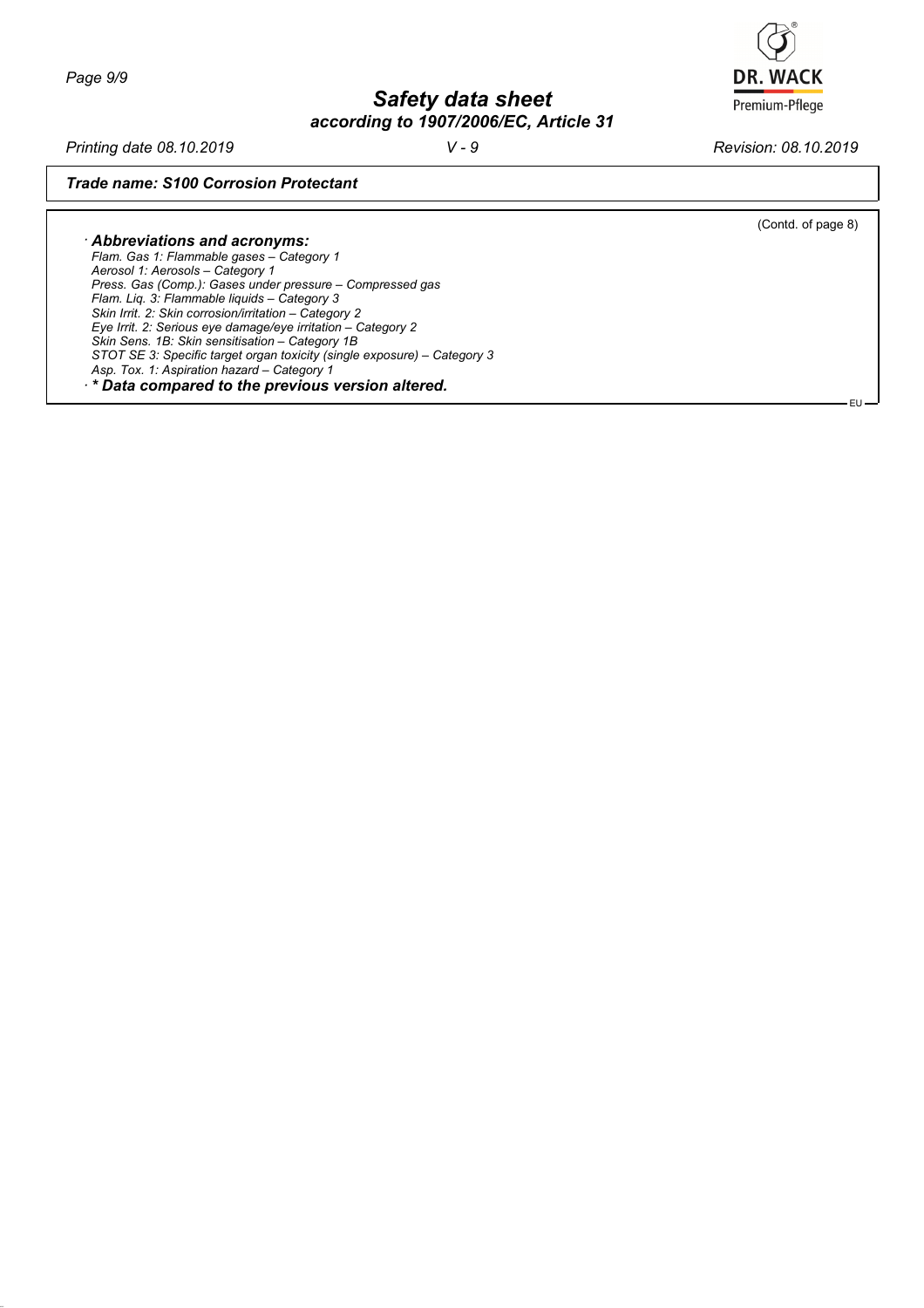*Trade name: S100 Corrosion Protectant*

(Contd. of page 8)

· ***Abbreviations and acronyms:***
*Flam. Gas 1: Flammable gases – Category 1*
*Aerosol 1: Aerosols – Category 1*
*Press. Gas (Comp.): Gases under pressure – Compressed gas*
*Flam. Liq. 3: Flammable liquids – Category 3*
*Skin Irrit. 2: Skin corrosion/irritation – Category 2*
*Eye Irrit. 2: Serious eye damage/eye irritation – Category 2*
*Skin Sens. 1B: Skin sensitisation – Category 1B*
*STOT SE 3: Specific target organ toxicity (single exposure) – Category 3*
*Asp. Tox. 1: Aspiration hazard – Category 1*

· ***\* Data compared to the previous version altered.***

EU